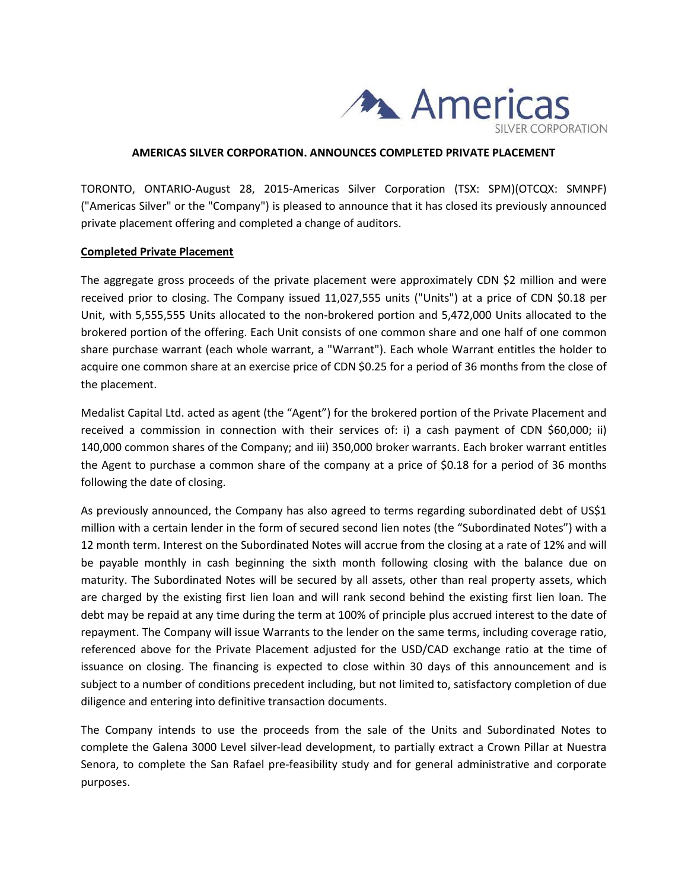Americas SILVER CORPORATION

**AMERICAS SILVER CORPORATION. ANNOUNCES COMPLETED PRIVATE PLACEMENT**

TORONTO, ONTARIO-August 28, 2015-Americas Silver Corporation (TSX: SPM)(OTCQX: SMNPF) ("Americas Silver" or the "Company") is pleased to announce that it has closed its previously announced private placement offering and completed a change of auditors.

**Completed Private Placement**

The aggregate gross proceeds of the private placement were approximately CDN $2 million and were received prior to closing. The Company issued 11,027,555 units ("Units") at a price of CDN $0.18 per Unit, with 5,555,555 Units allocated to the non-brokered portion and 5,472,000 Units allocated to the brokered portion of the offering. Each Unit consists of one common share and one half of one common share purchase warrant (each whole warrant, a "Warrant"). Each whole Warrant entitles the holder to acquire one common share at an exercise price of CDN $0.25 for a period of 36 months from the close of the placement.

Medalist Capital Ltd. acted as agent (the "Agent") for the brokered portion of the Private Placement and received a commission in connection with their services of: i) a cash payment of CDN $60,000; ii) 140,000 common shares of the Company; and iii) 350,000 broker warrants. Each broker warrant entitles the Agent to purchase a common share of the company at a price of $0.18 for a period of 36 months following the date of closing.

As previously announced, the Company has also agreed to terms regarding subordinated debt of US$1 million with a certain lender in the form of secured second lien notes (the "Subordinated Notes") with a 12 month term. Interest on the Subordinated Notes will accrue from the closing at a rate of 12% and will be payable monthly in cash beginning the sixth month following closing with the balance due on maturity. The Subordinated Notes will be secured by all assets, other than real property assets, which are charged by the existing first lien loan and will rank second behind the existing first lien loan. The debt may be repaid at any time during the term at 100% of principle plus accrued interest to the date of repayment. The Company will issue Warrants to the lender on the same terms, including coverage ratio, referenced above for the Private Placement adjusted for the USD/CAD exchange ratio at the time of issuance on closing. The financing is expected to close within 30 days of this announcement and is subject to a number of conditions precedent including, but not limited to, satisfactory completion of due diligence and entering into definitive transaction documents.

The Company intends to use the proceeds from the sale of the Units and Subordinated Notes to complete the Galena 3000 Level silver-lead development, to partially extract a Crown Pillar at Nuestra Senora, to complete the San Rafael pre-feasibility study and for general administrative and corporate purposes.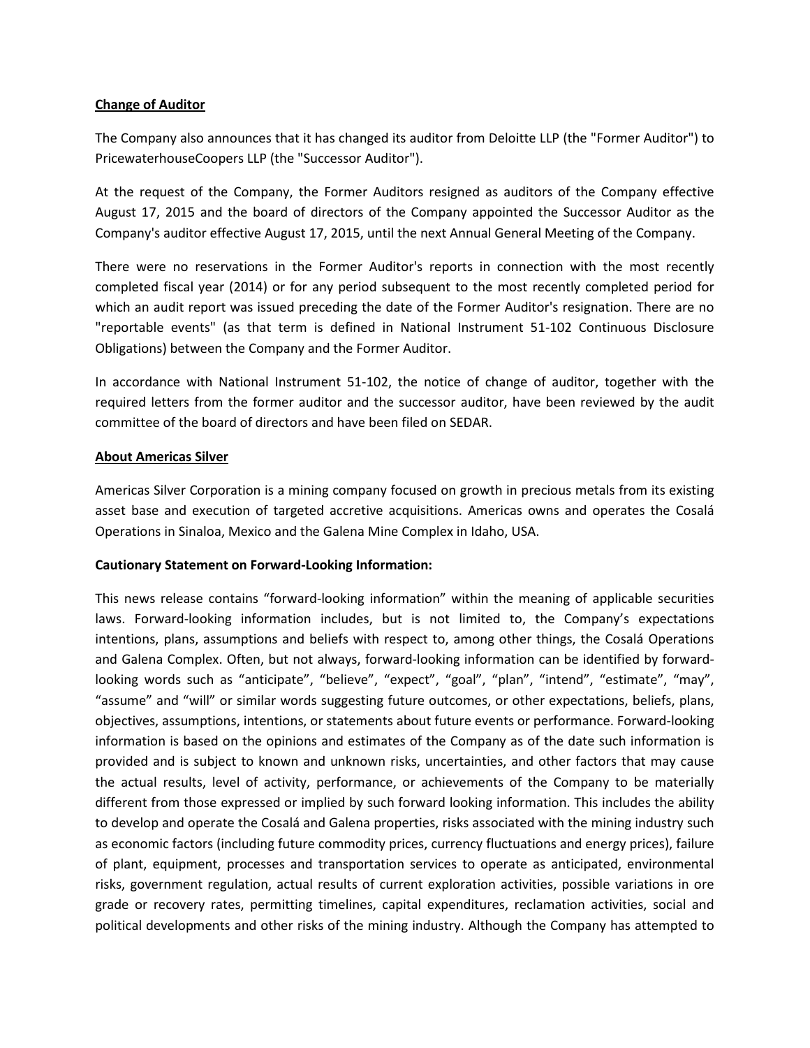**Change of Auditor**

The Company also announces that it has changed its auditor from Deloitte LLP (the "Former Auditor") to PricewaterhouseCoopers LLP (the "Successor Auditor").

At the request of the Company, the Former Auditors resigned as auditors of the Company effective August 17, 2015 and the board of directors of the Company appointed the Successor Auditor as the Company's auditor effective August 17, 2015, until the next Annual General Meeting of the Company.

There were no reservations in the Former Auditor's reports in connection with the most recently completed fiscal year (2014) or for any period subsequent to the most recently completed period for which an audit report was issued preceding the date of the Former Auditor's resignation. There are no "reportable events" (as that term is defined in National Instrument 51-102 Continuous Disclosure Obligations) between the Company and the Former Auditor.

In accordance with National Instrument 51-102, the notice of change of auditor, together with the required letters from the former auditor and the successor auditor, have been reviewed by the audit committee of the board of directors and have been filed on SEDAR.

**About Americas Silver**

Americas Silver Corporation is a mining company focused on growth in precious metals from its existing asset base and execution of targeted accretive acquisitions. Americas owns and operates the Cosalá Operations in Sinaloa, Mexico and the Galena Mine Complex in Idaho, USA.

**Cautionary Statement on Forward-Looking Information:**

This news release contains "forward-looking information" within the meaning of applicable securities laws. Forward-looking information includes, but is not limited to, the Company's expectations intentions, plans, assumptions and beliefs with respect to, among other things, the Cosalá Operations and Galena Complex. Often, but not always, forward-looking information can be identified by forward-looking words such as "anticipate", "believe", "expect", "goal", "plan", "intend", "estimate", "may", "assume" and "will" or similar words suggesting future outcomes, or other expectations, beliefs, plans, objectives, assumptions, intentions, or statements about future events or performance. Forward-looking information is based on the opinions and estimates of the Company as of the date such information is provided and is subject to known and unknown risks, uncertainties, and other factors that may cause the actual results, level of activity, performance, or achievements of the Company to be materially different from those expressed or implied by such forward looking information. This includes the ability to develop and operate the Cosalá and Galena properties, risks associated with the mining industry such as economic factors (including future commodity prices, currency fluctuations and energy prices), failure of plant, equipment, processes and transportation services to operate as anticipated, environmental risks, government regulation, actual results of current exploration activities, possible variations in ore grade or recovery rates, permitting timelines, capital expenditures, reclamation activities, social and political developments and other risks of the mining industry. Although the Company has attempted to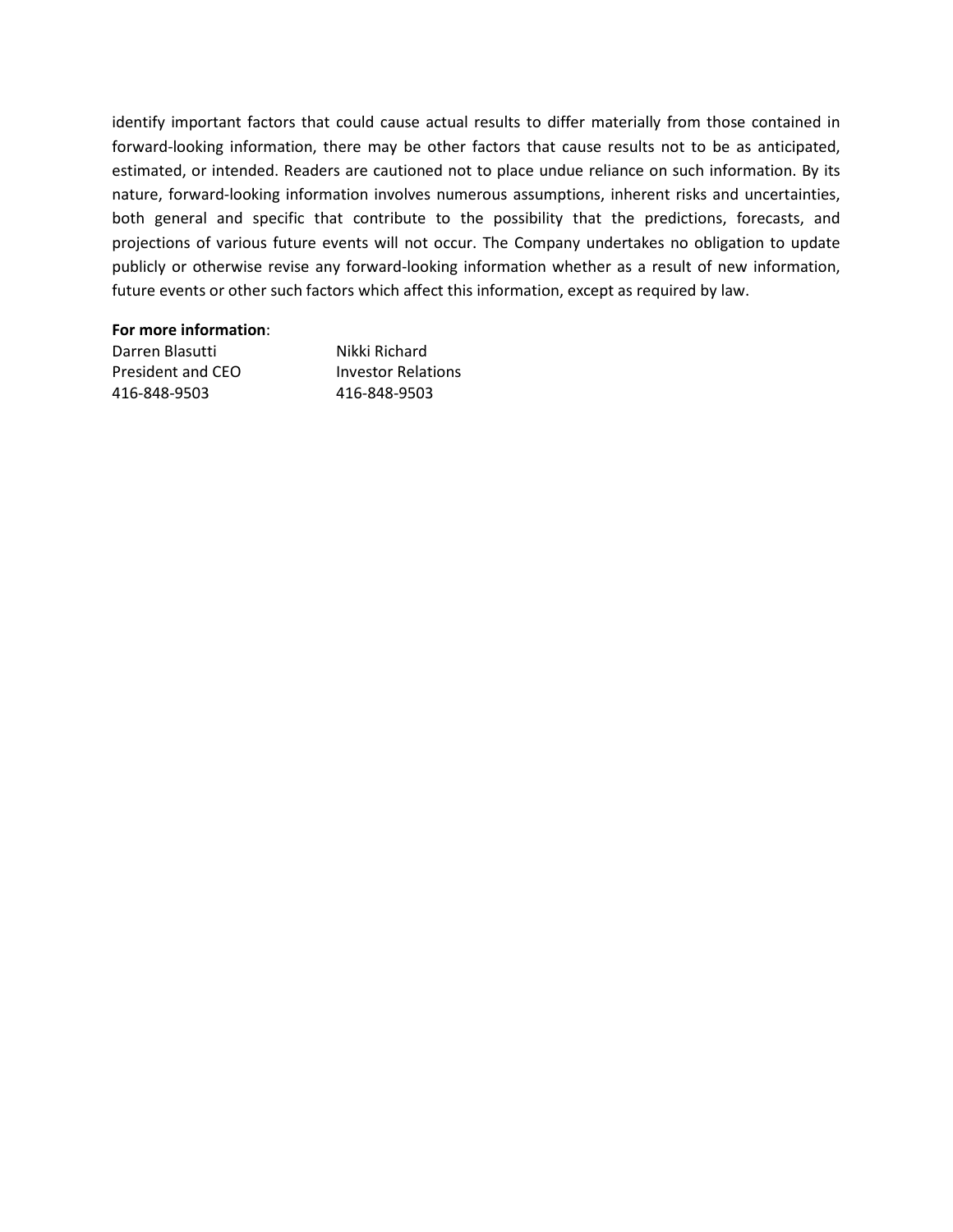identify important factors that could cause actual results to differ materially from those contained in forward-looking information, there may be other factors that cause results not to be as anticipated, estimated, or intended. Readers are cautioned not to place undue reliance on such information. By its nature, forward-looking information involves numerous assumptions, inherent risks and uncertainties, both general and specific that contribute to the possibility that the predictions, forecasts, and projections of various future events will not occur. The Company undertakes no obligation to update publicly or otherwise revise any forward-looking information whether as a result of new information, future events or other such factors which affect this information, except as required by law.

**For more information**:

| | |
|---|---|
| Darren Blasutti | Nikki Richard |
| President and CEO | Investor Relations |
| 416-848-9503 | 416-848-9503 |